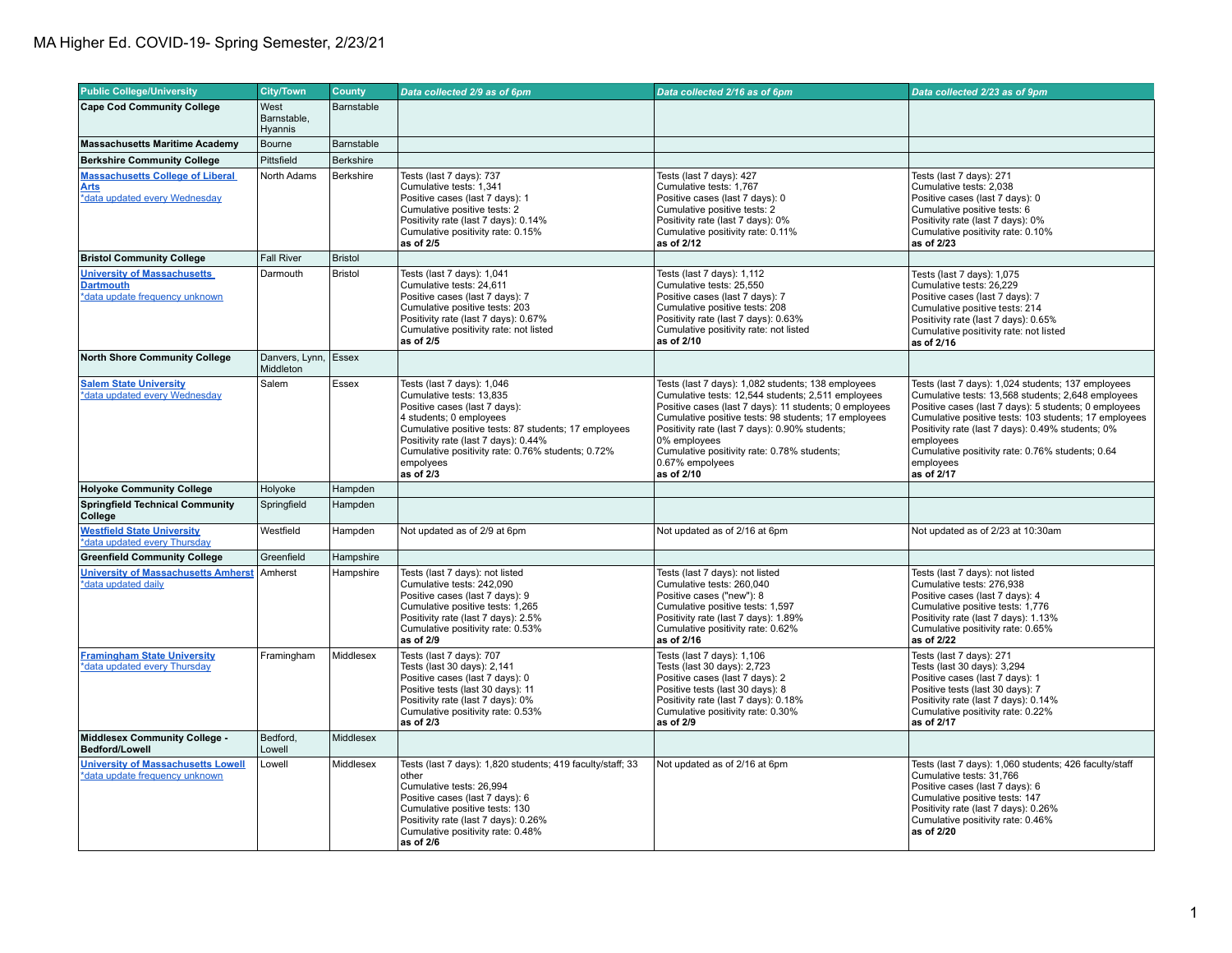# MA Higher Ed. COVID-19- Spring Semester, 2/23/21

| Public College/University | City/Town | County | *Data collected 2/9 as of 6pm* | *Data collected 2/16 as of 6pm* | *Data collected 2/23 as of 9pm* |
|---|---|---|---|---|---|
| **Cape Cod Community College** | West Barnstable, Hyannis | Barnstable | | | |
| **Massachusetts Maritime Academy** | Bourne | Barnstable | | | |
| **Berkshire Community College** | Pittsfield | Berkshire | | | |
| **Massachusetts College of Liberal Arts** *data updated every Wednesday | North Adams | Berkshire | Tests (last 7 days): 737<br>Cumulative tests: 1,341<br>Positive cases (last 7 days): 1<br>Cumulative positive tests: 2<br>Positivity rate (last 7 days): 0.14%<br>Cumulative positivity rate: 0.15%<br>**as of 2/5** | Tests (last 7 days): 427<br>Cumulative tests: 1,767<br>Positive cases (last 7 days): 0<br>Cumulative positive tests: 2<br>Positivity rate (last 7 days): 0%<br>Cumulative positivity rate: 0.11%<br>**as of 2/12** | Tests (last 7 days): 271<br>Cumulative tests: 2,038<br>Positive cases (last 7 days): 0<br>Cumulative positive tests: 6<br>Positivity rate (last 7 days): 0%<br>Cumulative positivity rate: 0.10%<br>**as of 2/23** |
| **Bristol Community College** | Fall River | Bristol | | | |
| **University of Massachusetts Dartmouth** *data update frequency unknown | Darmouth | Bristol | Tests (last 7 days): 1,041<br>Cumulative tests: 24,611<br>Positive cases (last 7 days): 7<br>Cumulative positive tests: 203<br>Positivity rate (last 7 days): 0.67%<br>Cumulative positivity rate: not listed<br>**as of 2/5** | Tests (last 7 days): 1,112<br>Cumulative tests: 25,550<br>Positive cases (last 7 days): 7<br>Cumulative positive tests: 208<br>Positivity rate (last 7 days): 0.63%<br>Cumulative positivity rate: not listed<br>**as of 2/10** | Tests (last 7 days): 1,075<br>Cumulative tests: 26,229<br>Positive cases (last 7 days): 7<br>Cumulative positive tests: 214<br>Positivity rate (last 7 days): 0.65%<br>Cumulative positivity rate: not listed<br>**as of 2/16** |
| **North Shore Community College** | Danvers, Lynn, Middleton | Essex | | | |
| **Salem State University** *data updated every Wednesday | Salem | Essex | Tests (last 7 days): 1,046<br>Cumulative tests: 13,835<br>Positive cases (last 7 days):<br>4 students; 0 employees<br>Cumulative positive tests: 87 students; 17 employees<br>Positivity rate (last 7 days): 0.44%<br>Cumulative positivity rate: 0.76% students; 0.72% empolyees<br>**as of 2/3** | Tests (last 7 days): 1,082 students; 138 employees<br>Cumulative tests: 12,544 students; 2,511 employees<br>Positive cases (last 7 days): 11 students; 0 employees<br>Cumulative positive tests: 98 students; 17 employees<br>Positivity rate (last 7 days): 0.90% students;<br>0% employees<br>Cumulative positivity rate: 0.78% students;<br>0.67% empolyees<br>**as of 2/10** | Tests (last 7 days): 1,024 students; 137 employees<br>Cumulative tests: 13,568 students; 2,648 employees<br>Positive cases (last 7 days): 5 students; 0 employees<br>Cumulative positive tests: 103 students; 17 employees<br>Positivity rate (last 7 days): 0.49% students; 0% employees<br>Cumulative positivity rate: 0.76% students; 0.64 employees<br>**as of 2/17** |
| **Holyoke Community College** | Holyoke | Hampden | | | |
| **Springfield Technical Community College** | Springfield | Hampden | | | |
| **Westfield State University** *data updated every Thursday | Westfield | Hampden | Not updated as of 2/9 at 6pm | Not updated as of 2/16 at 6pm | Not updated as of 2/23 at 10:30am |
| **Greenfield Community College** | Greenfield | Hampshire | | | |
| **University of Massachusetts Amherst** *data updated daily | Amherst | Hampshire | Tests (last 7 days): not listed<br>Cumulative tests: 242,090<br>Positive cases (last 7 days): 9<br>Cumulative positive tests: 1,265<br>Positivity rate (last 7 days): 2.5%<br>Cumulative positivity rate: 0.53%<br>**as of 2/9** | Tests (last 7 days): not listed<br>Cumulative tests: 260,040<br>Positive cases ("new"): 8<br>Cumulative positive tests: 1,597<br>Positivity rate (last 7 days): 1.89%<br>Cumulative positivity rate: 0.62%<br>**as of 2/16** | Tests (last 7 days): not listed<br>Cumulative tests: 276,938<br>Positive cases (last 7 days): 4<br>Cumulative positive tests: 1,776<br>Positivity rate (last 7 days): 1.13%<br>Cumulative positivity rate: 0.65%<br>**as of 2/22** |
| **Framingham State University** *data updated every Thursday | Framingham | Middlesex | Tests (last 7 days): 707<br>Tests (last 30 days): 2,141<br>Positive cases (last 7 days): 0<br>Positive tests (last 30 days): 11<br>Positivity rate (last 7 days): 0%<br>Cumulative positivity rate: 0.53%<br>**as of 2/3** | Tests (last 7 days): 1,106<br>Tests (last 30 days): 2,723<br>Positive cases (last 7 days): 2<br>Positive tests (last 30 days): 8<br>Positivity rate (last 7 days): 0.18%<br>Cumulative positivity rate: 0.30%<br>**as of 2/9** | Tests (last 7 days): 271<br>Tests (last 30 days): 3,294<br>Positive cases (last 7 days): 1<br>Positive tests (last 30 days): 7<br>Positivity rate (last 7 days): 0.14%<br>Cumulative positivity rate: 0.22%<br>**as of 2/17** |
| **Middlesex Community College - Bedford/Lowell** | Bedford, Lowell | Middlesex | | | |
| **University of Massachusetts Lowell** *data update frequency unknown | Lowell | Middlesex | Tests (last 7 days): 1,820 students; 419 faculty/staff; 33 other<br>Cumulative tests: 26,994<br>Positive cases (last 7 days): 6<br>Cumulative positive tests: 130<br>Positivity rate (last 7 days): 0.26%<br>Cumulative positivity rate: 0.48%<br>**as of 2/6** | Not updated as of 2/16 at 6pm | Tests (last 7 days): 1,060 students; 426 faculty/staff<br>Cumulative tests: 31,766<br>Positive cases (last 7 days): 6<br>Cumulative positive tests: 147<br>Positivity rate (last 7 days): 0.26%<br>Cumulative positivity rate: 0.46%<br>**as of 2/20** |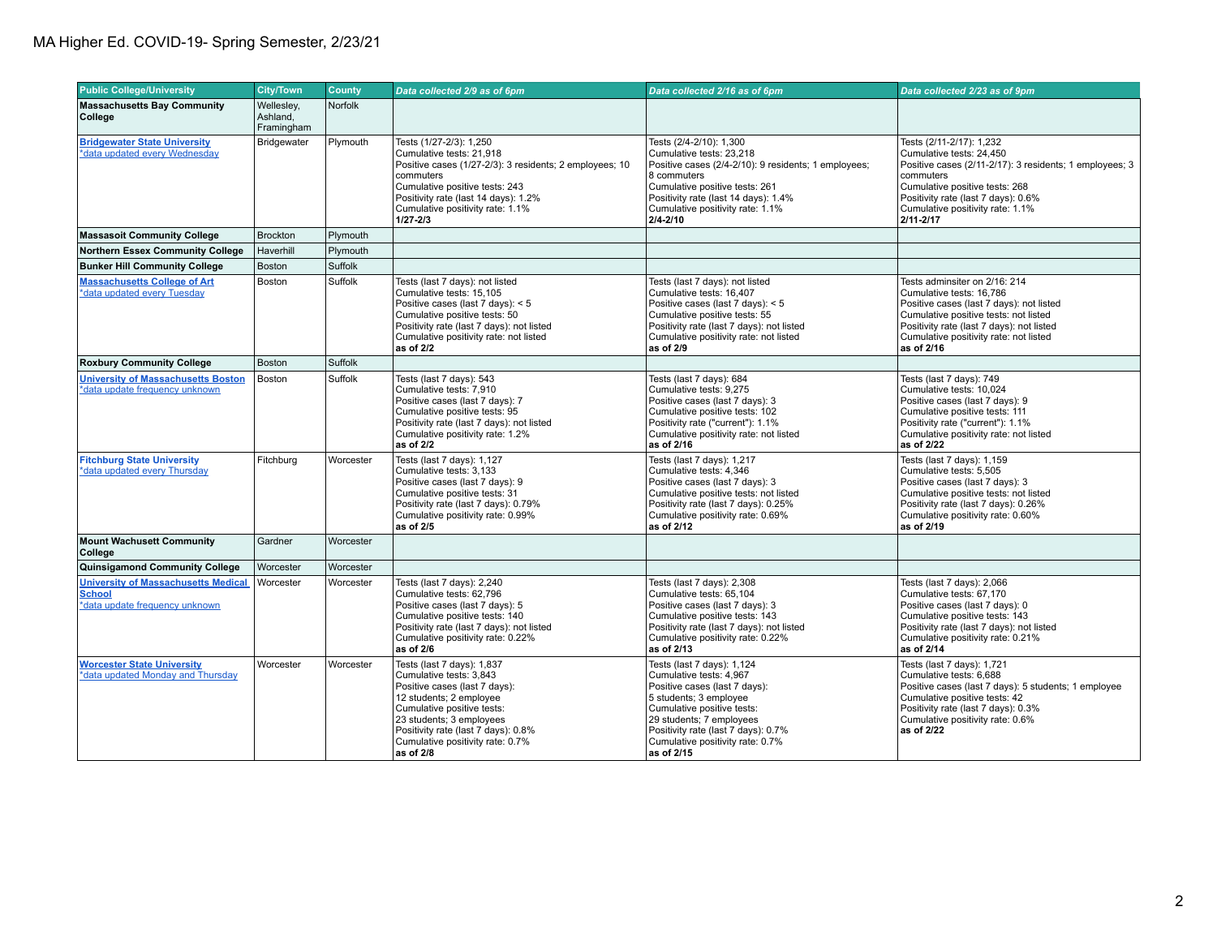# MA Higher Ed. COVID-19- Spring Semester, 2/23/21

| Public College/University | City/Town | County | *Data collected 2/9 as of 6pm* | *Data collected 2/16 as of 6pm* | *Data collected 2/23 as of 9pm* |
|---|---|---|---|---|---|
| **Massachusetts Bay Community College** | Wellesley, Ashland, Framingham | Norfolk | | | |
| **Bridgewater State University** *data updated every Wednesday | Bridgewater | Plymouth | Tests (1/27-2/3): 1,250<br>Cumulative tests: 21,918<br>Positive cases (1/27-2/3): 3 residents; 2 employees; 10 commuters<br>Cumulative positive tests: 243<br>Positivity rate (last 14 days): 1.2%<br>Cumulative positivity rate: 1.1%<br>**1/27-2/3** | Tests (2/4-2/10): 1,300<br>Cumulative tests: 23,218<br>Positive cases (2/4-2/10): 9 residents; 1 employees; 8 commuters<br>Cumulative positive tests: 261<br>Positivity rate (last 14 days): 1.4%<br>Cumulative positivity rate: 1.1%<br>**2/4-2/10** | Tests (2/11-2/17): 1,232<br>Cumulative tests: 24,450<br>Positive cases (2/11-2/17): 3 residents; 1 employees; 3 commuters<br>Cumulative positive tests: 268<br>Positivity rate (last 7 days): 0.6%<br>Cumulative positivity rate: 1.1%<br>**2/11-2/17** |
| **Massasoit Community College** | Brockton | Plymouth | | | |
| **Northern Essex Community College** | Haverhill | Plymouth | | | |
| **Bunker Hill Community College** | Boston | Suffolk | | | |
| **Massachusetts College of Art** *data updated every Tuesday | Boston | Suffolk | Tests (last 7 days): not listed<br>Cumulative tests: 15,105<br>Positive cases (last 7 days): < 5<br>Cumulative positive tests: 50<br>Positivity rate (last 7 days): not listed<br>Cumulative positivity rate: not listed<br>**as of 2/2** | Tests (last 7 days): not listed<br>Cumulative tests: 16,407<br>Positive cases (last 7 days): < 5<br>Cumulative positive tests: 55<br>Positivity rate (last 7 days): not listed<br>Cumulative positivity rate: not listed<br>**as of 2/9** | Tests adminsiter on 2/16: 214<br>Cumulative tests: 16,786<br>Positive cases (last 7 days): not listed<br>Cumulative positive tests: not listed<br>Positivity rate (last 7 days): not listed<br>Cumulative positivity rate: not listed<br>**as of 2/16** |
| **Roxbury Community College** | Boston | Suffolk | | | |
| **University of Massachusetts Boston** *data update frequency unknown | Boston | Suffolk | Tests (last 7 days): 543<br>Cumulative tests: 7,910<br>Positive cases (last 7 days): 7<br>Cumulative positive tests: 95<br>Positivity rate (last 7 days): not listed<br>Cumulative positivity rate: 1.2%<br>**as of 2/2** | Tests (last 7 days): 684<br>Cumulative tests: 9,275<br>Positive cases (last 7 days): 3<br>Cumulative positive tests: 102<br>Positivity rate ("current"): 1.1%<br>Cumulative positivity rate: not listed<br>**as of 2/16** | Tests (last 7 days): 749<br>Cumulative tests: 10,024<br>Positive cases (last 7 days): 9<br>Cumulative positive tests: 111<br>Positivity rate ("current"): 1.1%<br>Cumulative positivity rate: not listed<br>**as of 2/22** |
| **Fitchburg State University** *data updated every Thursday | Fitchburg | Worcester | Tests (last 7 days): 1,127<br>Cumulative tests: 3,133<br>Positive cases (last 7 days): 9<br>Cumulative positive tests: 31<br>Positivity rate (last 7 days): 0.79%<br>Cumulative positivity rate: 0.99%<br>**as of 2/5** | Tests (last 7 days): 1,217<br>Cumulative tests: 4,346<br>Positive cases (last 7 days): 3<br>Cumulative positive tests: not listed<br>Positivity rate (last 7 days): 0.25%<br>Cumulative positivity rate: 0.69%<br>**as of 2/12** | Tests (last 7 days): 1,159<br>Cumulative tests: 5,505<br>Positive cases (last 7 days): 3<br>Cumulative positive tests: not listed<br>Positivity rate (last 7 days): 0.26%<br>Cumulative positivity rate: 0.60%<br>**as of 2/19** |
| **Mount Wachusett Community College** | Gardner | Worcester | | | |
| **Quinsigamond Community College** | Worcester | Worcester | | | |
| **University of Massachusetts Medical School** *data update frequency unknown | Worcester | Worcester | Tests (last 7 days): 2,240<br>Cumulative tests: 62,796<br>Positive cases (last 7 days): 5<br>Cumulative positive tests: 140<br>Positivity rate (last 7 days): not listed<br>Cumulative positivity rate: 0.22%<br>**as of 2/6** | Tests (last 7 days): 2,308<br>Cumulative tests: 65,104<br>Positive cases (last 7 days): 3<br>Cumulative positive tests: 143<br>Positivity rate (last 7 days): not listed<br>Cumulative positivity rate: 0.22%<br>**as of 2/13** | Tests (last 7 days): 2,066<br>Cumulative tests: 67,170<br>Positive cases (last 7 days): 0<br>Cumulative positive tests: 143<br>Positivity rate (last 7 days): not listed<br>Cumulative positivity rate: 0.21%<br>**as of 2/14** |
| **Worcester State University** *data updated Monday and Thursday | Worcester | Worcester | Tests (last 7 days): 1,837<br>Cumulative tests: 3,843<br>Positive cases (last 7 days):<br>12 students; 2 employee<br>Cumulative positive tests:<br>23 students; 3 employees<br>Positivity rate (last 7 days): 0.8%<br>Cumulative positivity rate: 0.7%<br>**as of 2/8** | Tests (last 7 days): 1,124<br>Cumulative tests: 4,967<br>Positive cases (last 7 days):<br>5 students; 3 employee<br>Cumulative positive tests:<br>29 students; 7 employees<br>Positivity rate (last 7 days): 0.7%<br>Cumulative positivity rate: 0.7%<br>**as of 2/15** | Tests (last 7 days): 1,721<br>Cumulative tests: 6,688<br>Positive cases (last 7 days): 5 students; 1 employee<br>Cumulative positive tests: 42<br>Positivity rate (last 7 days): 0.3%<br>Cumulative positivity rate: 0.6%<br>**as of 2/22** |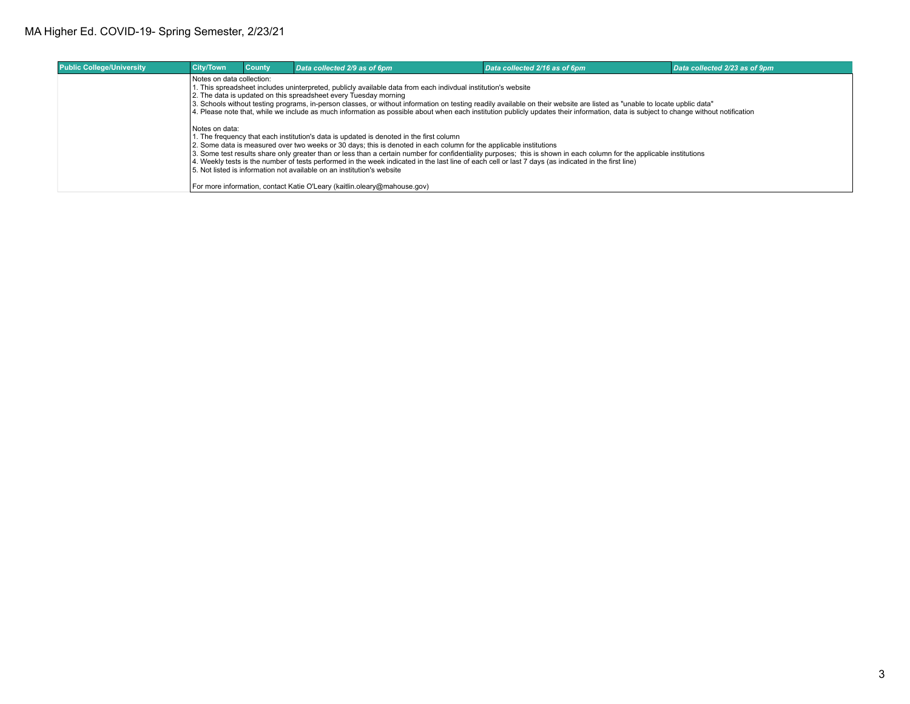MA Higher Ed. COVID-19- Spring Semester, 2/23/21

| Public College/University | City/Town | County | *Data collected 2/9 as of 6pm* | *Data collected 2/16 as of 6pm* | *Data collected 2/23 as of 9pm* |
|---|---|---|---|---|---|
| | Notes on data collection:<br>1. This spreadsheet includes uninterpreted, publicly available data from each indivdual institution's website<br>2. The data is updated on this spreadsheet every Tuesday morning<br>3. Schools without testing programs, in-person classes, or without information on testing readily available on their website are listed as "unable to locate upblic data"<br>4. Please note that, while we include as much information as possible about when each institution publicly updates their information, data is subject to change without notification<br><br>Notes on data:<br>1. The frequency that each institution's data is updated is denoted in the first column<br>2. Some data is measured over two weeks or 30 days; this is denoted in each column for the applicable institutions<br>3. Some test results share only greater than or less than a certain number for confidentiality purposes; this is shown in each column for the applicable institutions<br>4. Weekly tests is the number of tests performed in the week indicated in the last line of each cell or last 7 days (as indicated in the first line)<br>5. Not listed is information not available on an institution's website<br><br>For more information, contact Katie O'Leary (kaitlin.oleary@mahouse.gov) | | | | |